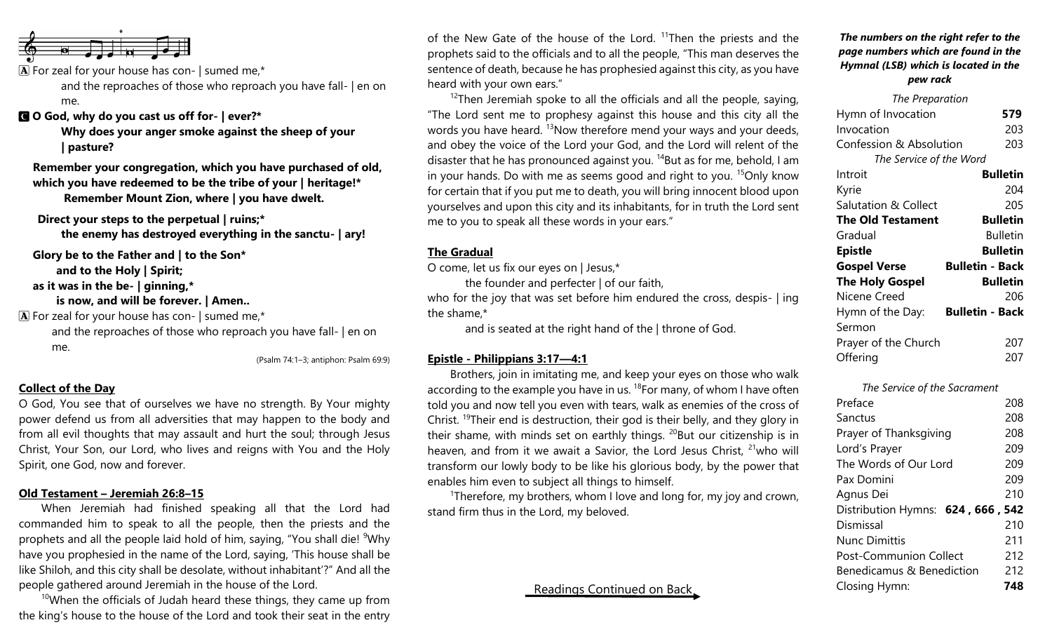A For zeal for your house has con- | sumed me,*
and the reproaches of those who reproach you have fall- | en on me.

**C O God, why do you cast us off for- | ever?***
**Why does your anger smoke against the sheep of your | pasture?**

**Remember your congregation, which you have purchased of old, which you have redeemed to be the tribe of your | heritage!***
**Remember Mount Zion, where | you have dwelt.**

**Direct your steps to the perpetual | ruins;***
**the enemy has destroyed everything in the sanctu- | ary!**

**Glory be to the Father and | to the Son***
**and to the Holy | Spirit;**
**as it was in the be- | ginning,***
**is now, and will be forever. | Amen..**

A For zeal for your house has con- | sumed me,*
and the reproaches of those who reproach you have fall- | en on me.

(Psalm 74:1–3; antiphon: Psalm 69:9)

## Collect of the Day

O God, You see that of ourselves we have no strength. By Your mighty power defend us from all adversities that may happen to the body and from all evil thoughts that may assault and hurt the soul; through Jesus Christ, Your Son, our Lord, who lives and reigns with You and the Holy Spirit, one God, now and forever.

## Old Testament – Jeremiah 26:8–15

When Jeremiah had finished speaking all that the Lord had commanded him to speak to all the people, then the priests and the prophets and all the people laid hold of him, saying, "You shall die! [9]Why have you prophesied in the name of the Lord, saying, 'This house shall be like Shiloh, and this city shall be desolate, without inhabitant'?" And all the people gathered around Jeremiah in the house of the Lord.

[10]When the officials of Judah heard these things, they came up from the king's house to the house of the Lord and took their seat in the entry of the New Gate of the house of the Lord. [11]Then the priests and the prophets said to the officials and to all the people, "This man deserves the sentence of death, because he has prophesied against this city, as you have heard with your own ears."

[12]Then Jeremiah spoke to all the officials and all the people, saying, "The Lord sent me to prophesy against this house and this city all the words you have heard. [13]Now therefore mend your ways and your deeds, and obey the voice of the Lord your God, and the Lord will relent of the disaster that he has pronounced against you. [14]But as for me, behold, I am in your hands. Do with me as seems good and right to you. [15]Only know for certain that if you put me to death, you will bring innocent blood upon yourselves and upon this city and its inhabitants, for in truth the Lord sent me to you to speak all these words in your ears."

## The Gradual

O come, let us fix our eyes on | Jesus,*
the founder and perfecter | of our faith,
who for the joy that was set before him endured the cross, despis- | ing the shame,*
and is seated at the right hand of the | throne of God.

## Epistle - Philippians 3:17—4:1

Brothers, join in imitating me, and keep your eyes on those who walk according to the example you have in us. [18]For many, of whom I have often told you and now tell you even with tears, walk as enemies of the cross of Christ. [19]Their end is destruction, their god is their belly, and they glory in their shame, with minds set on earthly things. [20]But our citizenship is in heaven, and from it we await a Savior, the Lord Jesus Christ, [21]who will transform our lowly body to be like his glorious body, by the power that enables him even to subject all things to himself.

[1]Therefore, my brothers, whom I love and long for, my joy and crown, stand firm thus in the Lord, my beloved.

Readings Continued on Back

***The numbers on the right refer to the page numbers which are found in the Hymnal (LSB) which is located in the pew rack***

| *The Preparation* | |
|---|---|
| Hymn of Invocation | **579** |
| Invocation | 203 |
| Confession & Absolution | 203 |
| *The Service of the Word* | |
| Introit | **Bulletin** |
| Kyrie | 204 |
| Salutation & Collect | 205 |
| **The Old Testament** | **Bulletin** |
| Gradual | Bulletin |
| **Epistle** | **Bulletin** |
| **Gospel Verse** | **Bulletin - Back** |
| **The Holy Gospel** | **Bulletin** |
| Nicene Creed | 206 |
| Hymn of the Day: | **Bulletin - Back** |
| Sermon | |
| Prayer of the Church | 207 |
| Offering | 207 |
| *The Service of the Sacrament* | |
| Preface | 208 |
| Sanctus | 208 |
| Prayer of Thanksgiving | 208 |
| Lord's Prayer | 209 |
| The Words of Our Lord | 209 |
| Pax Domini | 209 |
| Agnus Dei | 210 |
| Distribution Hymns: | **624 , 666 , 542** |
| Dismissal | 210 |
| Nunc Dimittis | 211 |
| Post-Communion Collect | 212 |
| Benedicamus & Benediction | 212 |
| Closing Hymn: | **748** |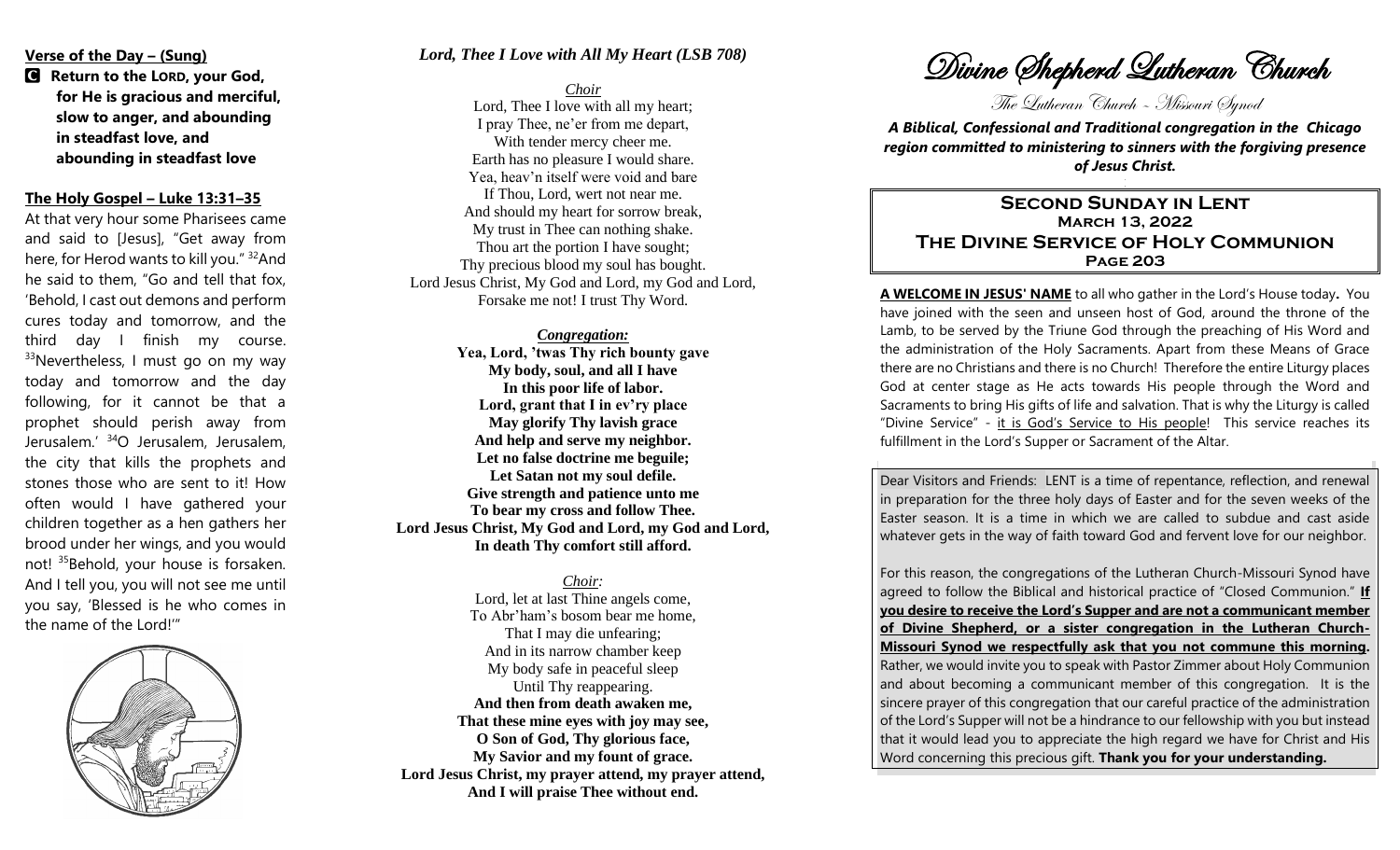**Verse of the Day – (Sung)**

**C Return to the LORD, your God, for He is gracious and merciful, slow to anger, and abounding in steadfast love, and abounding in steadfast love**

**The Holy Gospel – Luke 13:31–35**

At that very hour some Pharisees came and said to [Jesus], "Get away from here, for Herod wants to kill you." [32]And he said to them, "Go and tell that fox, 'Behold, I cast out demons and perform cures today and tomorrow, and the third day I finish my course. [33]Nevertheless, I must go on my way today and tomorrow and the day following, for it cannot be that a prophet should perish away from Jerusalem.' [34]O Jerusalem, Jerusalem, the city that kills the prophets and stones those who are sent to it! How often would I have gathered your children together as a hen gathers her brood under her wings, and you would not! [35]Behold, your house is forsaken. And I tell you, you will not see me until you say, 'Blessed is he who comes in the name of the Lord!'"

***Lord, Thee I Love with All My Heart (LSB 708)***

*Choir*

Lord, Thee I love with all my heart;
I pray Thee, ne'er from me depart,
With tender mercy cheer me.
Earth has no pleasure I would share.
Yea, heav'n itself were void and bare
If Thou, Lord, wert not near me.
And should my heart for sorrow break,
My trust in Thee can nothing shake.
Thou art the portion I have sought;
Thy precious blood my soul has bought.
Lord Jesus Christ, My God and Lord, my God and Lord,
Forsake me not! I trust Thy Word.

***Congregation:***

**Yea, Lord, 'twas Thy rich bounty gave**
**My body, soul, and all I have**
**In this poor life of labor.**
**Lord, grant that I in ev'ry place**
**May glorify Thy lavish grace**
**And help and serve my neighbor.**
**Let no false doctrine me beguile;**
**Let Satan not my soul defile.**
**Give strength and patience unto me**
**To bear my cross and follow Thee.**
**Lord Jesus Christ, My God and Lord, my God and Lord,**
**In death Thy comfort still afford.**

*Choir:*

Lord, let at last Thine angels come,
To Abr'ham's bosom bear me home,
That I may die unfearing;
And in its narrow chamber keep
My body safe in peaceful sleep
Until Thy reappearing.
**And then from death awaken me,**
**That these mine eyes with joy may see,**
**O Son of God, Thy glorious face,**
**My Savior and my fount of grace.**
**Lord Jesus Christ, my prayer attend, my prayer attend,**
**And I will praise Thee without end.**

# Divine Shepherd Lutheran Church

The Lutheran Church ~ Missouri Synod

***A Biblical, Confessional and Traditional congregation in the Chicago region committed to ministering to sinners with the forgiving presence of Jesus Christ.***

## Second Sunday in Lent
**March 13, 2022**
## The Divine Service of Holy Communion
**Page 203**

**A WELCOME IN JESUS' NAME** to all who gather in the Lord's House today**.** You have joined with the seen and unseen host of God, around the throne of the Lamb, to be served by the Triune God through the preaching of His Word and the administration of the Holy Sacraments. Apart from these Means of Grace there are no Christians and there is no Church! Therefore the entire Liturgy places God at center stage as He acts towards His people through the Word and Sacraments to bring His gifts of life and salvation. That is why the Liturgy is called "Divine Service" - it is God's Service to His people! This service reaches its fulfillment in the Lord's Supper or Sacrament of the Altar.

Dear Visitors and Friends: LENT is a time of repentance, reflection, and renewal in preparation for the three holy days of Easter and for the seven weeks of the Easter season. It is a time in which we are called to subdue and cast aside whatever gets in the way of faith toward God and fervent love for our neighbor.

For this reason, the congregations of the Lutheran Church-Missouri Synod have agreed to follow the Biblical and historical practice of "Closed Communion." **If you desire to receive the Lord's Supper and are not a communicant member of Divine Shepherd, or a sister congregation in the Lutheran Church-Missouri Synod we respectfully ask that you not commune this morning.** Rather, we would invite you to speak with Pastor Zimmer about Holy Communion and about becoming a communicant member of this congregation. It is the sincere prayer of this congregation that our careful practice of the administration of the Lord's Supper will not be a hindrance to our fellowship with you but instead that it would lead you to appreciate the high regard we have for Christ and His Word concerning this precious gift. **Thank you for your understanding.**